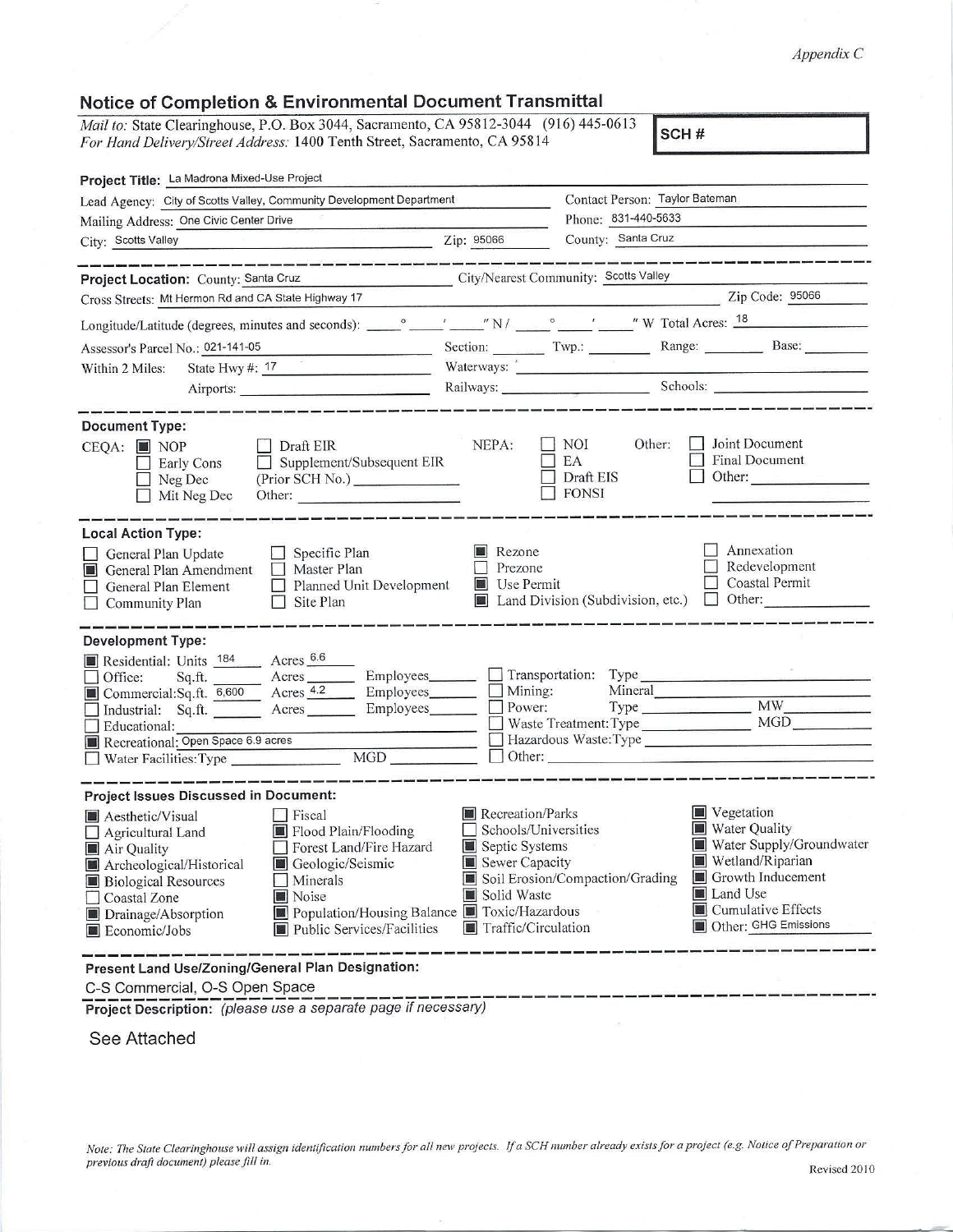*Appendix C*

## Notice of Completion & Environmental Document Transmittal

*Mail to:* State Clearinghouse, P.O. Box 3044, Sacramento, CA 95812-3044 (916) 445-0613
*For Hand Delivery/Street Address:* 1400 Tenth Street, Sacramento, CA 95814

**SCH #**

**Project Title:** La Madrona Mixed-Use Project

Lead Agency: City of Scotts Valley, Community Development Department
Contact Person: Taylor Bateman
Mailing Address: One Civic Center Drive
Phone: 831-440-5633
City: Scotts Valley
Zip: 95066
County: Santa Cruz

**Project Location:** County: Santa Cruz
City/Nearest Community: Scotts Valley
Cross Streets: Mt Hermon Rd and CA State Highway 17
Zip Code: 95066

Longitude/Latitude (degrees, minutes and seconds): ____° ____′ ____″ N / ____° ____′ ____″ W Total Acres: 18

Assessor's Parcel No.: 021-141-05
Section: ____ Twp.: ____ Range: ____ Base: ____

Within 2 Miles: State Hwy #: 17
Waterways: ____
Airports: ____
Railways: ____
Schools: ____

### Document Type:

CEQA:
- [x] NOP
- [ ] Early Cons
- [ ] Neg Dec
- [ ] Mit Neg Dec
- [ ] Draft EIR
- [ ] Supplement/Subsequent EIR (Prior SCH No.) ____
- Other: ____

NEPA:
- [ ] NOI
- [ ] EA
- [ ] Draft EIS
- [ ] FONSI

Other:
- [ ] Joint Document
- [ ] Final Document
- [ ] Other: ____

### Local Action Type:

- [ ] General Plan Update
- [x] General Plan Amendment
- [ ] General Plan Element
- [ ] Community Plan
- [ ] Specific Plan
- [ ] Master Plan
- [ ] Planned Unit Development
- [ ] Site Plan
- [x] Rezone
- [ ] Prezone
- [x] Use Permit
- [x] Land Division (Subdivision, etc.)
- [ ] Annexation
- [ ] Redevelopment
- [ ] Coastal Permit
- [ ] Other: ____

### Development Type:

- [x] Residential: Units 184 Acres 6.6
- [ ] Office: Sq.ft. ____ Acres ____ Employees ____
- [x] Commercial: Sq.ft. 6,600 Acres 4.2 Employees ____
- [ ] Industrial: Sq.ft. ____ Acres ____ Employees ____
- [ ] Educational: ____
- [x] Recreational: Open Space 6.9 acres
- [ ] Water Facilities: Type ____ MGD ____
- [ ] Transportation: Type ____
- [ ] Mining: Mineral ____
- [ ] Power: Type ____ MW ____
- [ ] Waste Treatment: Type ____ MGD ____
- [ ] Hazardous Waste: Type ____
- [ ] Other: ____

### Project Issues Discussed in Document:

- [x] Aesthetic/Visual
- [ ] Agricultural Land
- [x] Air Quality
- [x] Archeological/Historical
- [x] Biological Resources
- [ ] Coastal Zone
- [x] Drainage/Absorption
- [x] Economic/Jobs
- [ ] Fiscal
- [x] Flood Plain/Flooding
- [ ] Forest Land/Fire Hazard
- [x] Geologic/Seismic
- [ ] Minerals
- [x] Noise
- [x] Population/Housing Balance
- [x] Public Services/Facilities
- [x] Recreation/Parks
- [ ] Schools/Universities
- [x] Septic Systems
- [x] Sewer Capacity
- [x] Soil Erosion/Compaction/Grading
- [x] Solid Waste
- [x] Toxic/Hazardous
- [x] Traffic/Circulation
- [x] Vegetation
- [x] Water Quality
- [x] Water Supply/Groundwater
- [x] Wetland/Riparian
- [x] Growth Inducement
- [x] Land Use
- [x] Cumulative Effects
- [x] Other: GHG Emissions

### Present Land Use/Zoning/General Plan Designation:

C-S Commercial, O-S Open Space

**Project Description:** *(please use a separate page if necessary)*

See Attached

*Note: The State Clearinghouse will assign identification numbers for all new projects. If a SCH number already exists for a project (e.g. Notice of Preparation or previous draft document) please fill in.*

Revised 2010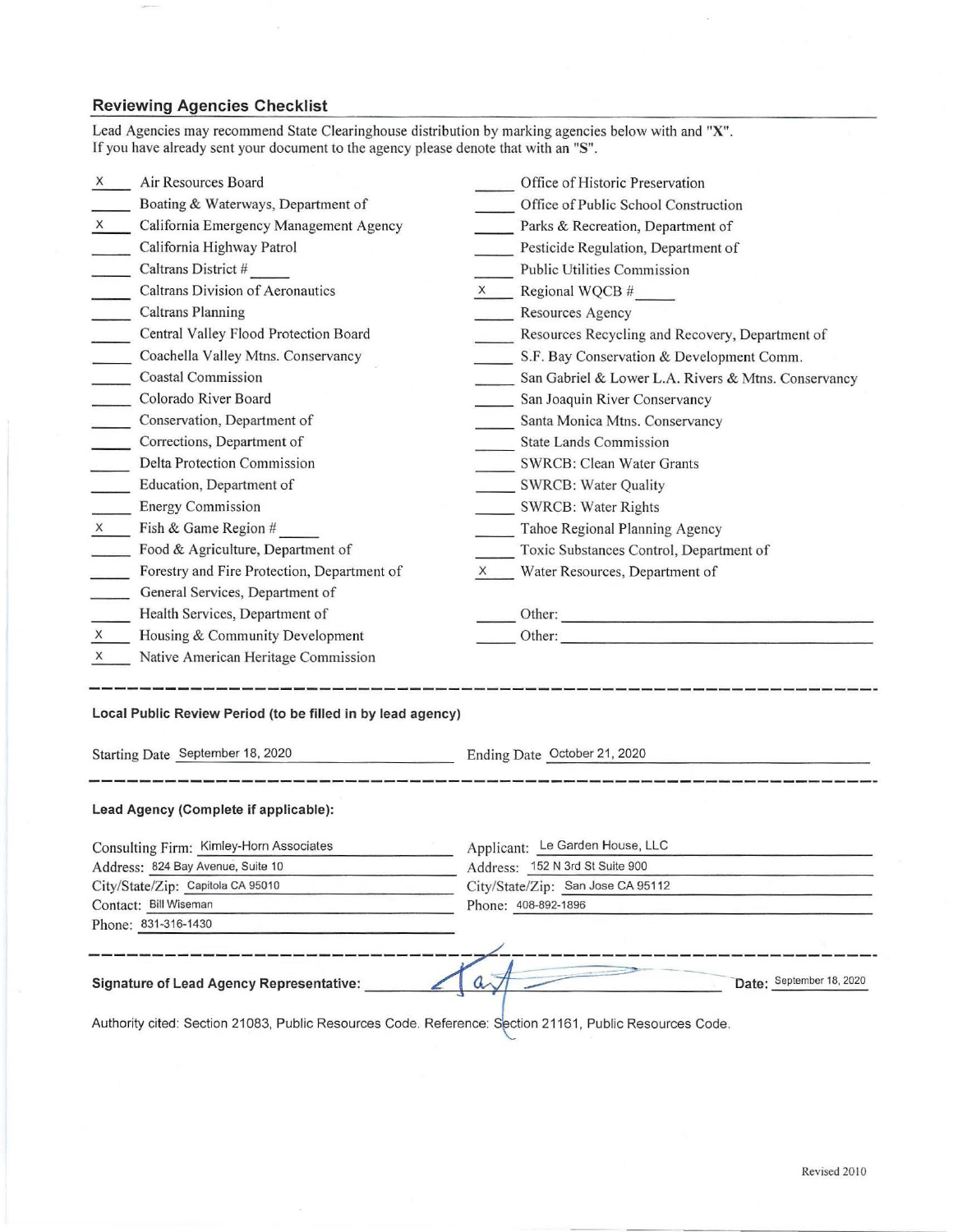## Reviewing Agencies Checklist

Lead Agencies may recommend State Clearinghouse distribution by marking agencies below with and "**X**".
If you have already sent your document to the agency please denote that with an "**S**".

| | Agency | | Agency |
|---|---|---|---|
| X | Air Resources Board | | Office of Historic Preservation |
| | Boating & Waterways, Department of | | Office of Public School Construction |
| X | California Emergency Management Agency | | Parks & Recreation, Department of |
| | California Highway Patrol | | Pesticide Regulation, Department of |
| | Caltrans District # ____ | | Public Utilities Commission |
| | Caltrans Division of Aeronautics | X | Regional WQCB # ____ |
| | Caltrans Planning | | Resources Agency |
| | Central Valley Flood Protection Board | | Resources Recycling and Recovery, Department of |
| | Coachella Valley Mtns. Conservancy | | S.F. Bay Conservation & Development Comm. |
| | Coastal Commission | | San Gabriel & Lower L.A. Rivers & Mtns. Conservancy |
| | Colorado River Board | | San Joaquin River Conservancy |
| | Conservation, Department of | | Santa Monica Mtns. Conservancy |
| | Corrections, Department of | | State Lands Commission |
| | Delta Protection Commission | | SWRCB: Clean Water Grants |
| | Education, Department of | | SWRCB: Water Quality |
| | Energy Commission | | SWRCB: Water Rights |
| X | Fish & Game Region # ____ | | Tahoe Regional Planning Agency |
| | Food & Agriculture, Department of | | Toxic Substances Control, Department of |
| | Forestry and Fire Protection, Department of | X | Water Resources, Department of |
| | General Services, Department of | | |
| | Health Services, Department of | | Other: ____ |
| X | Housing & Community Development | | Other: ____ |
| X | Native American Heritage Commission | | |

---

**Local Public Review Period (to be filled in by lead agency)**

Starting Date: September 18, 2020 Ending Date: October 21, 2020

---

**Lead Agency (Complete if applicable):**

| | |
|---|---|
| Consulting Firm: Kimley-Horn Associates | Applicant: Le Garden House, LLC |
| Address: 824 Bay Avenue, Suite 10 | Address: 152 N 3rd St Suite 900 |
| City/State/Zip: Capitola CA 95010 | City/State/Zip: San Jose CA 95112 |
| Contact: Bill Wiseman | Phone: 408-892-1896 |
| Phone: 831-316-1430 | |

---

**Signature of Lead Agency Representative:** [signature] **Date:** September 18, 2020

Authority cited: Section 21083, Public Resources Code. Reference: Section 21161, Public Resources Code.

Revised 2010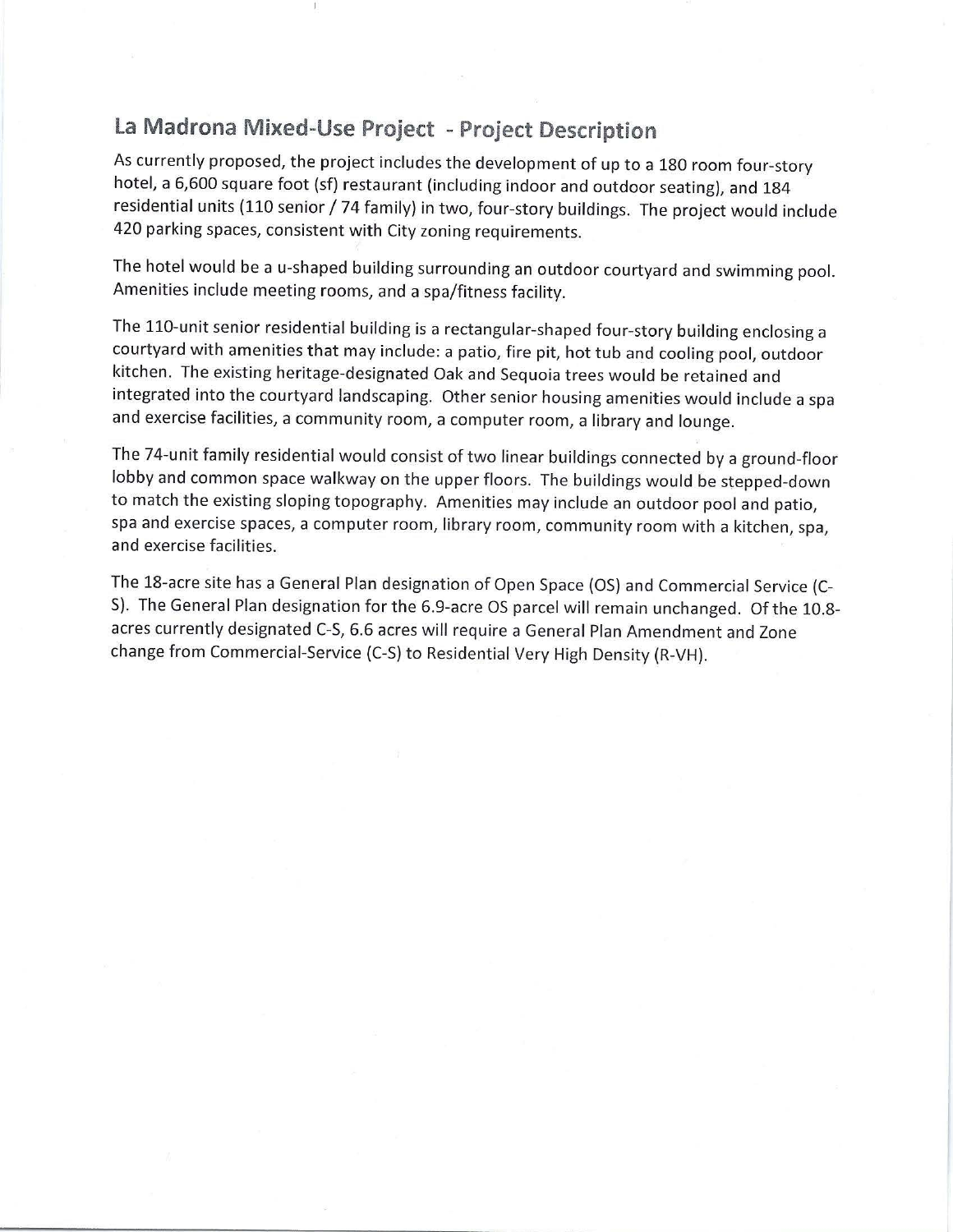## La Madrona Mixed-Use Project - Project Description

As currently proposed, the project includes the development of up to a 180 room four-story hotel, a 6,600 square foot (sf) restaurant (including indoor and outdoor seating), and 184 residential units (110 senior / 74 family) in two, four-story buildings. The project would include 420 parking spaces, consistent with City zoning requirements.

The hotel would be a u-shaped building surrounding an outdoor courtyard and swimming pool. Amenities include meeting rooms, and a spa/fitness facility.

The 110-unit senior residential building is a rectangular-shaped four-story building enclosing a courtyard with amenities that may include: a patio, fire pit, hot tub and cooling pool, outdoor kitchen. The existing heritage-designated Oak and Sequoia trees would be retained and integrated into the courtyard landscaping. Other senior housing amenities would include a spa and exercise facilities, a community room, a computer room, a library and lounge.

The 74-unit family residential would consist of two linear buildings connected by a ground-floor lobby and common space walkway on the upper floors. The buildings would be stepped-down to match the existing sloping topography. Amenities may include an outdoor pool and patio, spa and exercise spaces, a computer room, library room, community room with a kitchen, spa, and exercise facilities.

The 18-acre site has a General Plan designation of Open Space (OS) and Commercial Service (C-S). The General Plan designation for the 6.9-acre OS parcel will remain unchanged. Of the 10.8-acres currently designated C-S, 6.6 acres will require a General Plan Amendment and Zone change from Commercial-Service (C-S) to Residential Very High Density (R-VH).